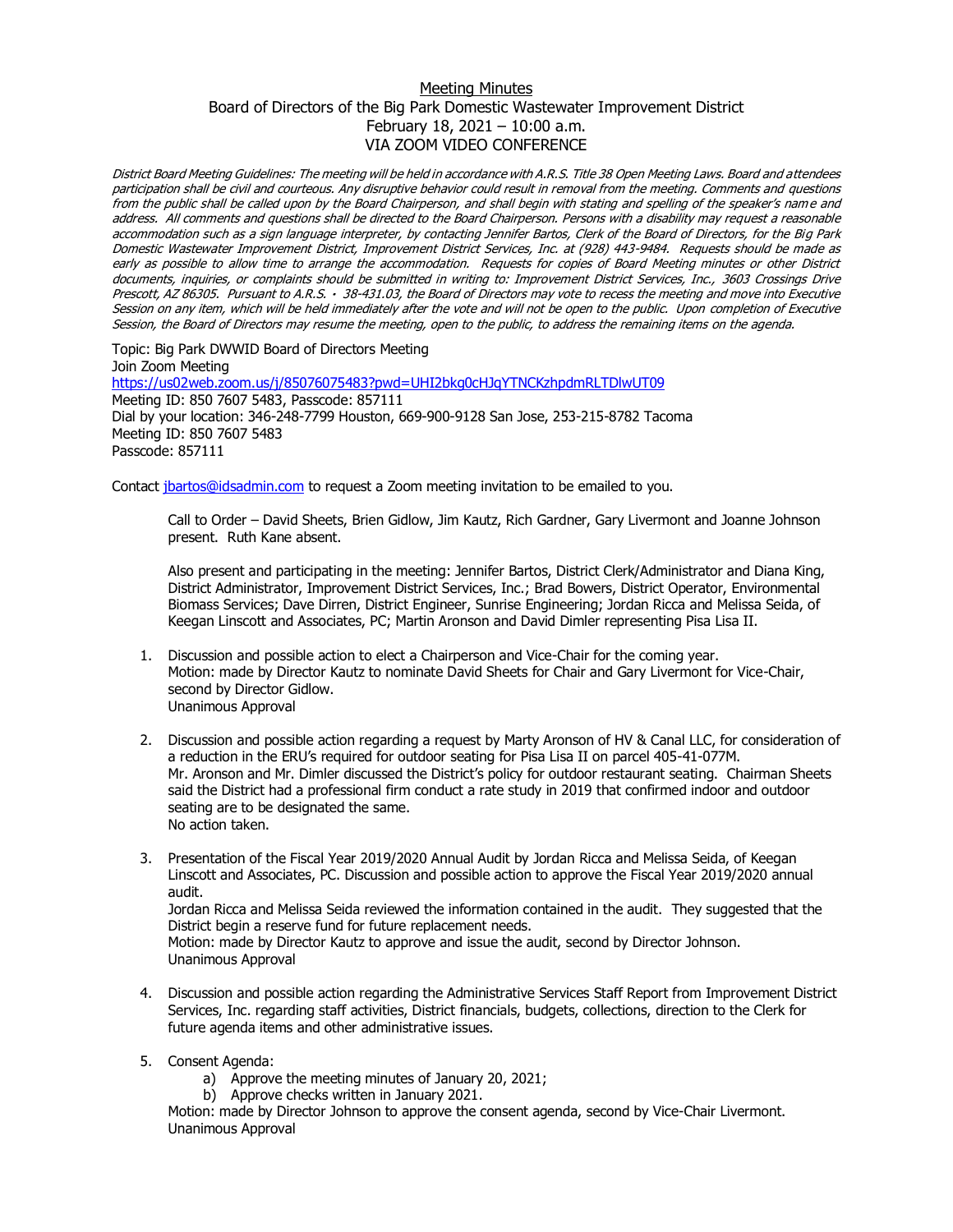# Meeting Minutes

## Board of Directors of the Big Park Domestic Wastewater Improvement District
## February 18, 2021 – 10:00 a.m.
## VIA ZOOM VIDEO CONFERENCE

*District Board Meeting Guidelines: The meeting will be held in accordance with A.R.S. Title 38 Open Meeting Laws. Board and attendees participation shall be civil and courteous. Any disruptive behavior could result in removal from the meeting. Comments and questions from the public shall be called upon by the Board Chairperson, and shall begin with stating and spelling of the speaker's name and address. All comments and questions shall be directed to the Board Chairperson. Persons with a disability may request a reasonable accommodation such as a sign language interpreter, by contacting Jennifer Bartos, Clerk of the Board of Directors, for the Big Park Domestic Wastewater Improvement District, Improvement District Services, Inc. at (928) 443-9484. Requests should be made as early as possible to allow time to arrange the accommodation. Requests for copies of Board Meeting minutes or other District documents, inquiries, or complaints should be submitted in writing to: Improvement District Services, Inc., 3603 Crossings Drive Prescott, AZ 86305. Pursuant to A.R.S. · 38-431.03, the Board of Directors may vote to recess the meeting and move into Executive Session on any item, which will be held immediately after the vote and will not be open to the public. Upon completion of Executive Session, the Board of Directors may resume the meeting, open to the public, to address the remaining items on the agenda.*

Topic: Big Park DWWID Board of Directors Meeting
Join Zoom Meeting
https://us02web.zoom.us/j/85076075483?pwd=UHI2bkg0cHJqYTNCKzhpdmRLTDlwUT09
Meeting ID: 850 7607 5483, Passcode: 857111
Dial by your location: 346-248-7799 Houston, 669-900-9128 San Jose, 253-215-8782 Tacoma
Meeting ID: 850 7607 5483
Passcode: 857111

Contact jbartos@idsadmin.com to request a Zoom meeting invitation to be emailed to you.

Call to Order – David Sheets, Brien Gidlow, Jim Kautz, Rich Gardner, Gary Livermont and Joanne Johnson present. Ruth Kane absent.

Also present and participating in the meeting: Jennifer Bartos, District Clerk/Administrator and Diana King, District Administrator, Improvement District Services, Inc.; Brad Bowers, District Operator, Environmental Biomass Services; Dave Dirren, District Engineer, Sunrise Engineering; Jordan Ricca and Melissa Seida, of Keegan Linscott and Associates, PC; Martin Aronson and David Dimler representing Pisa Lisa II.

1. Discussion and possible action to elect a Chairperson and Vice-Chair for the coming year.
   Motion: made by Director Kautz to nominate David Sheets for Chair and Gary Livermont for Vice-Chair, second by Director Gidlow.
   Unanimous Approval

2. Discussion and possible action regarding a request by Marty Aronson of HV & Canal LLC, for consideration of a reduction in the ERU's required for outdoor seating for Pisa Lisa II on parcel 405-41-077M.
   Mr. Aronson and Mr. Dimler discussed the District's policy for outdoor restaurant seating. Chairman Sheets said the District had a professional firm conduct a rate study in 2019 that confirmed indoor and outdoor seating are to be designated the same.
   No action taken.

3. Presentation of the Fiscal Year 2019/2020 Annual Audit by Jordan Ricca and Melissa Seida, of Keegan Linscott and Associates, PC. Discussion and possible action to approve the Fiscal Year 2019/2020 annual audit.
   Jordan Ricca and Melissa Seida reviewed the information contained in the audit. They suggested that the District begin a reserve fund for future replacement needs.
   Motion: made by Director Kautz to approve and issue the audit, second by Director Johnson.
   Unanimous Approval

4. Discussion and possible action regarding the Administrative Services Staff Report from Improvement District Services, Inc. regarding staff activities, District financials, budgets, collections, direction to the Clerk for future agenda items and other administrative issues.

5. Consent Agenda:
   a) Approve the meeting minutes of January 20, 2021;
   b) Approve checks written in January 2021.

   Motion: made by Director Johnson to approve the consent agenda, second by Vice-Chair Livermont.
   Unanimous Approval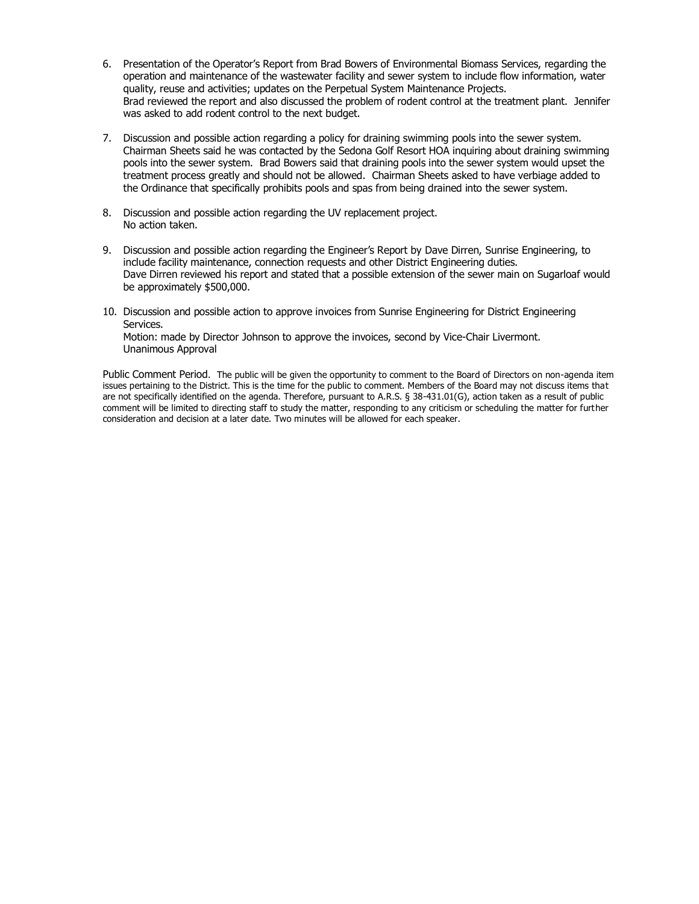6. Presentation of the Operator's Report from Brad Bowers of Environmental Biomass Services, regarding the operation and maintenance of the wastewater facility and sewer system to include flow information, water quality, reuse and activities; updates on the Perpetual System Maintenance Projects.
   Brad reviewed the report and also discussed the problem of rodent control at the treatment plant. Jennifer was asked to add rodent control to the next budget.

7. Discussion and possible action regarding a policy for draining swimming pools into the sewer system.
   Chairman Sheets said he was contacted by the Sedona Golf Resort HOA inquiring about draining swimming pools into the sewer system. Brad Bowers said that draining pools into the sewer system would upset the treatment process greatly and should not be allowed. Chairman Sheets asked to have verbiage added to the Ordinance that specifically prohibits pools and spas from being drained into the sewer system.

8. Discussion and possible action regarding the UV replacement project.
   No action taken.

9. Discussion and possible action regarding the Engineer's Report by Dave Dirren, Sunrise Engineering, to include facility maintenance, connection requests and other District Engineering duties.
   Dave Dirren reviewed his report and stated that a possible extension of the sewer main on Sugarloaf would be approximately $500,000.

10. Discussion and possible action to approve invoices from Sunrise Engineering for District Engineering Services.
    Motion: made by Director Johnson to approve the invoices, second by Vice-Chair Livermont.
    Unanimous Approval

Public Comment Period. The public will be given the opportunity to comment to the Board of Directors on non-agenda item issues pertaining to the District. This is the time for the public to comment. Members of the Board may not discuss items that are not specifically identified on the agenda. Therefore, pursuant to A.R.S. § 38-431.01(G), action taken as a result of public comment will be limited to directing staff to study the matter, responding to any criticism or scheduling the matter for further consideration and decision at a later date. Two minutes will be allowed for each speaker.